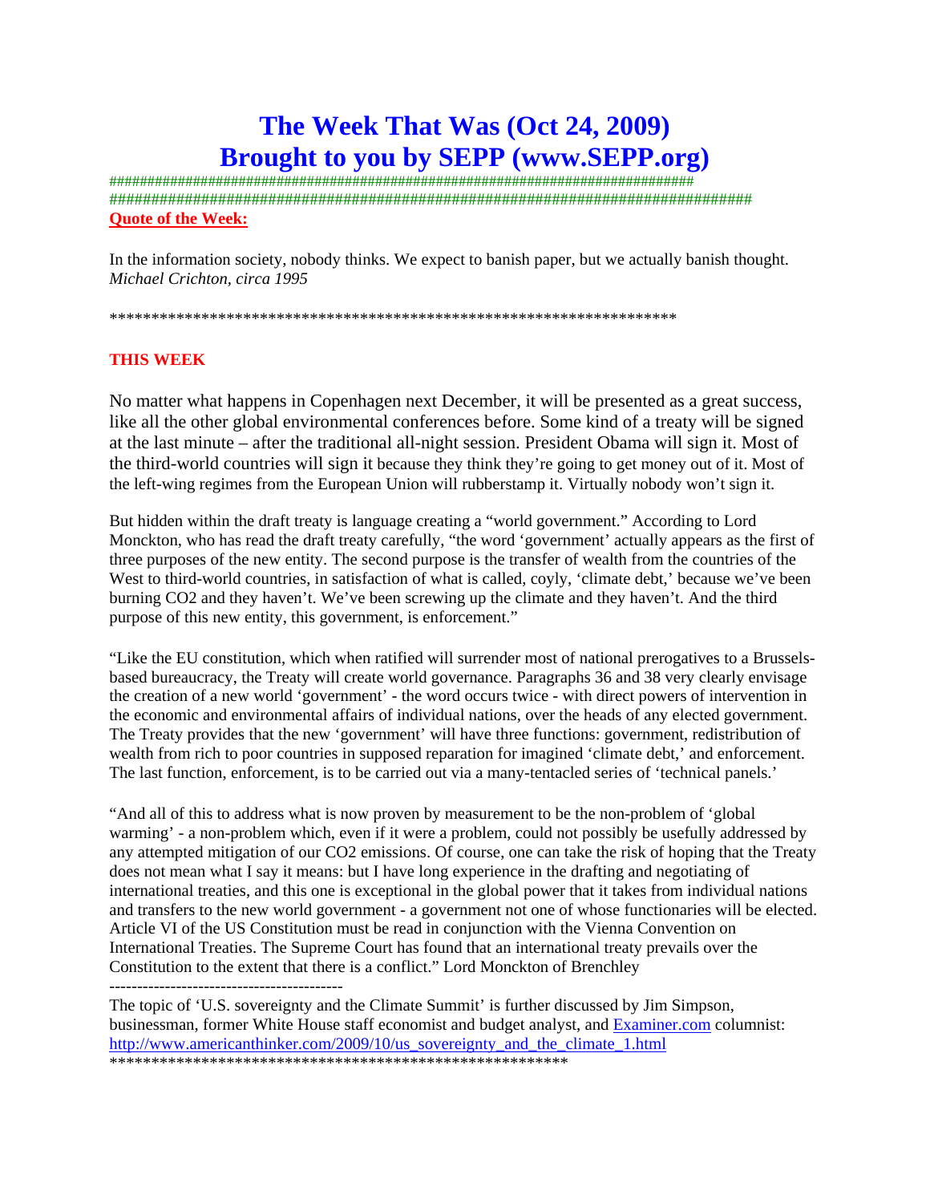# The Week That Was (Oct 24, 2009)
# Brought to you by SEPP (www.SEPP.org)

###############################################################################
#####################################################################################

**Quote of the Week:**

In the information society, nobody thinks. We expect to banish paper, but we actually banish thought. *Michael Crichton, circa 1995*

**********************************************************************

**THIS WEEK**

No matter what happens in Copenhagen next December, it will be presented as a great success, like all the other global environmental conferences before. Some kind of a treaty will be signed at the last minute – after the traditional all-night session. President Obama will sign it. Most of the third-world countries will sign it because they think they're going to get money out of it. Most of the left-wing regimes from the European Union will rubberstamp it. Virtually nobody won't sign it.

But hidden within the draft treaty is language creating a "world government." According to Lord Monckton, who has read the draft treaty carefully, "the word 'government' actually appears as the first of three purposes of the new entity. The second purpose is the transfer of wealth from the countries of the West to third-world countries, in satisfaction of what is called, coyly, 'climate debt,' because we've been burning CO2 and they haven't. We've been screwing up the climate and they haven't. And the third purpose of this new entity, this government, is enforcement."

"Like the EU constitution, which when ratified will surrender most of national prerogatives to a Brussels-based bureaucracy, the Treaty will create world governance. Paragraphs 36 and 38 very clearly envisage the creation of a new world 'government' - the word occurs twice - with direct powers of intervention in the economic and environmental affairs of individual nations, over the heads of any elected government. The Treaty provides that the new 'government' will have three functions: government, redistribution of wealth from rich to poor countries in supposed reparation for imagined 'climate debt,' and enforcement. The last function, enforcement, is to be carried out via a many-tentacled series of 'technical panels.'

"And all of this to address what is now proven by measurement to be the non-problem of 'global warming' - a non-problem which, even if it were a problem, could not possibly be usefully addressed by any attempted mitigation of our CO2 emissions. Of course, one can take the risk of hoping that the Treaty does not mean what I say it means: but I have long experience in the drafting and negotiating of international treaties, and this one is exceptional in the global power that it takes from individual nations and transfers to the new world government - a government not one of whose functionaries will be elected. Article VI of the US Constitution must be read in conjunction with the Vienna Convention on International Treaties. The Supreme Court has found that an international treaty prevails over the Constitution to the extent that there is a conflict." Lord Monckton of Brenchley

------------------------------------------

The topic of 'U.S. sovereignty and the Climate Summit' is further discussed by Jim Simpson, businessman, former White House staff economist and budget analyst, and Examiner.com columnist: http://www.americanthinker.com/2009/10/us_sovereignty_and_the_climate_1.html

*******************************************************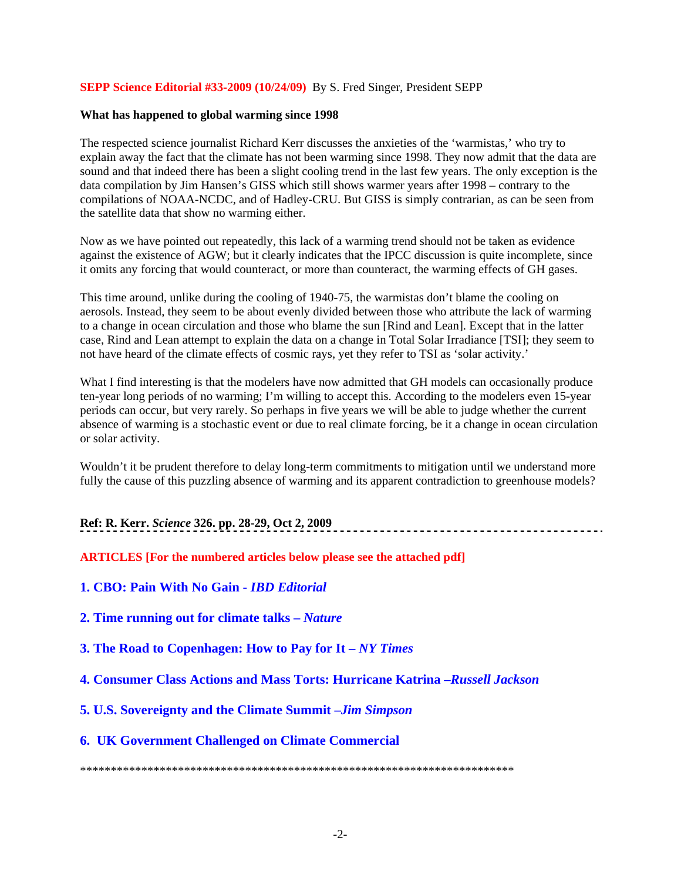**SEPP Science Editorial #33-2009 (10/24/09)** By S. Fred Singer, President SEPP

**What has happened to global warming since 1998**

The respected science journalist Richard Kerr discusses the anxieties of the 'warmistas,' who try to explain away the fact that the climate has not been warming since 1998. They now admit that the data are sound and that indeed there has been a slight cooling trend in the last few years. The only exception is the data compilation by Jim Hansen's GISS which still shows warmer years after 1998 – contrary to the compilations of NOAA-NCDC, and of Hadley-CRU. But GISS is simply contrarian, as can be seen from the satellite data that show no warming either.

Now as we have pointed out repeatedly, this lack of a warming trend should not be taken as evidence against the existence of AGW; but it clearly indicates that the IPCC discussion is quite incomplete, since it omits any forcing that would counteract, or more than counteract, the warming effects of GH gases.

This time around, unlike during the cooling of 1940-75, the warmistas don't blame the cooling on aerosols. Instead, they seem to be about evenly divided between those who attribute the lack of warming to a change in ocean circulation and those who blame the sun [Rind and Lean]. Except that in the latter case, Rind and Lean attempt to explain the data on a change in Total Solar Irradiance [TSI]; they seem to not have heard of the climate effects of cosmic rays, yet they refer to TSI as 'solar activity.'

What I find interesting is that the modelers have now admitted that GH models can occasionally produce ten-year long periods of no warming; I'm willing to accept this. According to the modelers even 15-year periods can occur, but very rarely. So perhaps in five years we will be able to judge whether the current absence of warming is a stochastic event or due to real climate forcing, be it a change in ocean circulation or solar activity.

Wouldn't it be prudent therefore to delay long-term commitments to mitigation until we understand more fully the cause of this puzzling absence of warming and its apparent contradiction to greenhouse models?

**Ref: R. Kerr. *Science* 326. pp. 28-29, Oct 2, 2009**

**ARTICLES [For the numbered articles below please see the attached pdf]**

**1. CBO: Pain With No Gain - *IBD Editorial***

**2. Time running out for climate talks – *Nature***

**3. The Road to Copenhagen: How to Pay for It – *NY Times***

**4. Consumer Class Actions and Mass Torts: Hurricane Katrina –*Russell Jackson***

**5. U.S. Sovereignty and the Climate Summit –*Jim Simpson***

**6. UK Government Challenged on Climate Commercial**

**********************************************************************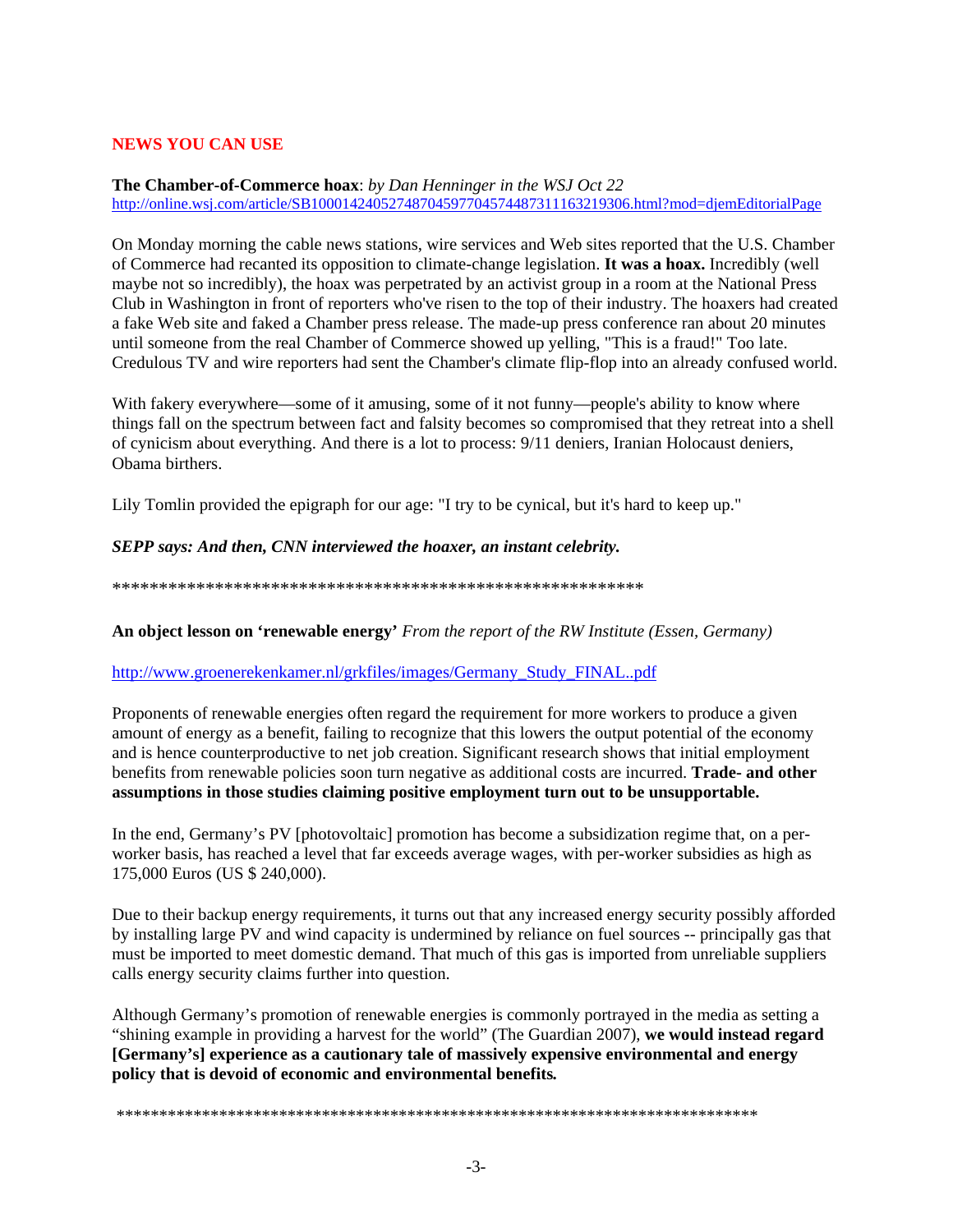## NEWS YOU CAN USE

**The Chamber-of-Commerce hoax**: *by Dan Henninger in the WSJ Oct 22*
http://online.wsj.com/article/SB10001424052748704597704574487311163219306.html?mod=djemEditorialPage

On Monday morning the cable news stations, wire services and Web sites reported that the U.S. Chamber of Commerce had recanted its opposition to climate-change legislation. **It was a hoax.** Incredibly (well maybe not so incredibly), the hoax was perpetrated by an activist group in a room at the National Press Club in Washington in front of reporters who've risen to the top of their industry. The hoaxers had created a fake Web site and faked a Chamber press release. The made-up press conference ran about 20 minutes until someone from the real Chamber of Commerce showed up yelling, "This is a fraud!" Too late. Credulous TV and wire reporters had sent the Chamber's climate flip-flop into an already confused world.

With fakery everywhere—some of it amusing, some of it not funny—people's ability to know where things fall on the spectrum between fact and falsity becomes so compromised that they retreat into a shell of cynicism about everything. And there is a lot to process: 9/11 deniers, Iranian Holocaust deniers, Obama birthers.

Lily Tomlin provided the epigraph for our age: "I try to be cynical, but it's hard to keep up."

***SEPP says: And then, CNN interviewed the hoaxer, an instant celebrity.***

\*\*\*\*\*\*\*\*\*\*\*\*\*\*\*\*\*\*\*\*\*\*\*\*\*\*\*\*\*\*\*\*\*\*\*\*\*\*\*\*\*\*\*\*\*\*\*\*\*\*\*\*\*\*\*\*\*\*\*\*

**An object lesson on 'renewable energy'** *From the report of the RW Institute (Essen, Germany)*

http://www.groenerekenkamer.nl/grkfiles/images/Germany_Study_FINAL..pdf

Proponents of renewable energies often regard the requirement for more workers to produce a given amount of energy as a benefit, failing to recognize that this lowers the output potential of the economy and is hence counterproductive to net job creation. Significant research shows that initial employment benefits from renewable policies soon turn negative as additional costs are incurred. **Trade- and other assumptions in those studies claiming positive employment turn out to be unsupportable.**

In the end, Germany's PV [photovoltaic] promotion has become a subsidization regime that, on a per-worker basis, has reached a level that far exceeds average wages, with per-worker subsidies as high as 175,000 Euros (US $ 240,000).

Due to their backup energy requirements, it turns out that any increased energy security possibly afforded by installing large PV and wind capacity is undermined by reliance on fuel sources -- principally gas that must be imported to meet domestic demand. That much of this gas is imported from unreliable suppliers calls energy security claims further into question.

Although Germany's promotion of renewable energies is commonly portrayed in the media as setting a "shining example in providing a harvest for the world" (The Guardian 2007), **we would instead regard [Germany's] experience as a cautionary tale of massively expensive environmental and energy policy that is devoid of economic and environmental benefits.**

\*\*\*\*\*\*\*\*\*\*\*\*\*\*\*\*\*\*\*\*\*\*\*\*\*\*\*\*\*\*\*\*\*\*\*\*\*\*\*\*\*\*\*\*\*\*\*\*\*\*\*\*\*\*\*\*\*\*\*\*\*\*\*\*\*\*\*\*\*\*\*\*\*\*\*\*\*\*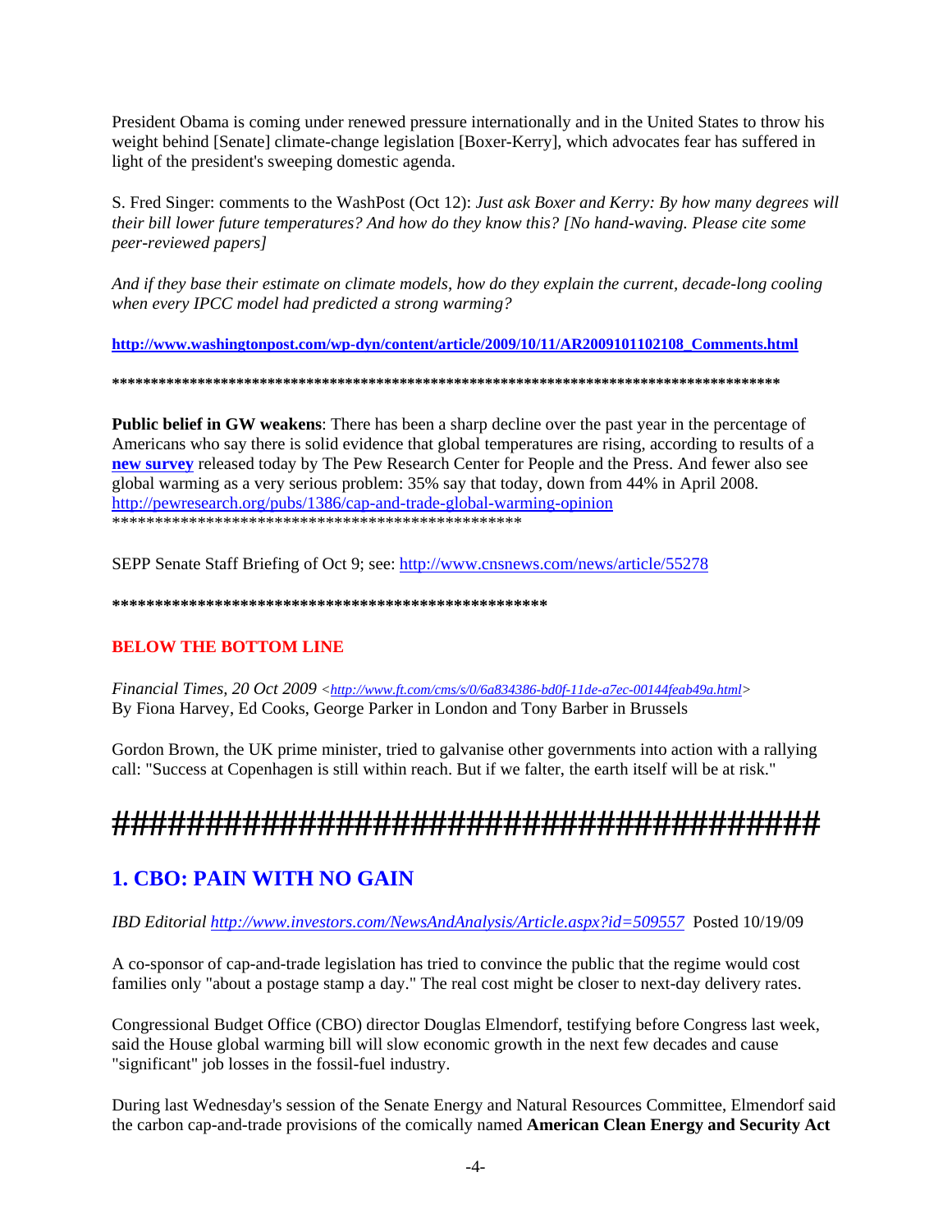President Obama is coming under renewed pressure internationally and in the United States to throw his weight behind [Senate] climate-change legislation [Boxer-Kerry], which advocates fear has suffered in light of the president's sweeping domestic agenda.

S. Fred Singer: comments to the WashPost (Oct 12): *Just ask Boxer and Kerry: By how many degrees will their bill lower future temperatures? And how do they know this? [No hand-waving. Please cite some peer-reviewed papers]*

*And if they base their estimate on climate models, how do they explain the current, decade-long cooling when every IPCC model had predicted a strong warming?*

**http://www.washingtonpost.com/wp-dyn/content/article/2009/10/11/AR2009101102108_Comments.html**

**\*\*\*\*\*\*\*\*\*\*\*\*\*\*\*\*\*\*\*\*\*\*\*\*\*\*\*\*\*\*\*\*\*\*\*\*\*\*\*\*\*\*\*\*\*\*\*\*\*\*\*\*\*\*\*\*\*\*\*\*\*\*\*\*\*\*\*\*\*\*\*\*\*\*\*\*\*\*\*\*\*\*\*\*\*\*\*\***

**Public belief in GW weakens**: There has been a sharp decline over the past year in the percentage of Americans who say there is solid evidence that global temperatures are rising, according to results of a **new survey** released today by The Pew Research Center for People and the Press. And fewer also see global warming as a very serious problem: 35% say that today, down from 44% in April 2008. http://pewresearch.org/pubs/1386/cap-and-trade-global-warming-opinion

\*\*\*\*\*\*\*\*\*\*\*\*\*\*\*\*\*\*\*\*\*\*\*\*\*\*\*\*\*\*\*\*\*\*\*\*\*\*\*\*\*\*\*\*\*\*\*\*\*\*

SEPP Senate Staff Briefing of Oct 9; see: http://www.cnsnews.com/news/article/55278

**\*\*\*\*\*\*\*\*\*\*\*\*\*\*\*\*\*\*\*\*\*\*\*\*\*\*\*\*\*\*\*\*\*\*\*\*\*\*\*\*\*\*\*\*\*\*\*\*\*\*\*\*\*\*\***

**BELOW THE BOTTOM LINE**

*Financial Times, 20 Oct 2009* <http://www.ft.com/cms/s/0/6a834386-bd0f-11de-a7ec-00144feab49a.html>
By Fiona Harvey, Ed Cooks, George Parker in London and Tony Barber in Brussels

Gordon Brown, the UK prime minister, tried to galvanise other governments into action with a rallying call: "Success at Copenhagen is still within reach. But if we falter, the earth itself will be at risk."

**########################################**

## 1. CBO: PAIN WITH NO GAIN

*IBD Editorial* http://www.investors.com/NewsAndAnalysis/Article.aspx?id=509557 Posted 10/19/09

A co-sponsor of cap-and-trade legislation has tried to convince the public that the regime would cost families only "about a postage stamp a day." The real cost might be closer to next-day delivery rates.

Congressional Budget Office (CBO) director Douglas Elmendorf, testifying before Congress last week, said the House global warming bill will slow economic growth in the next few decades and cause "significant" job losses in the fossil-fuel industry.

During last Wednesday's session of the Senate Energy and Natural Resources Committee, Elmendorf said the carbon cap-and-trade provisions of the comically named **American Clean Energy and Security Act**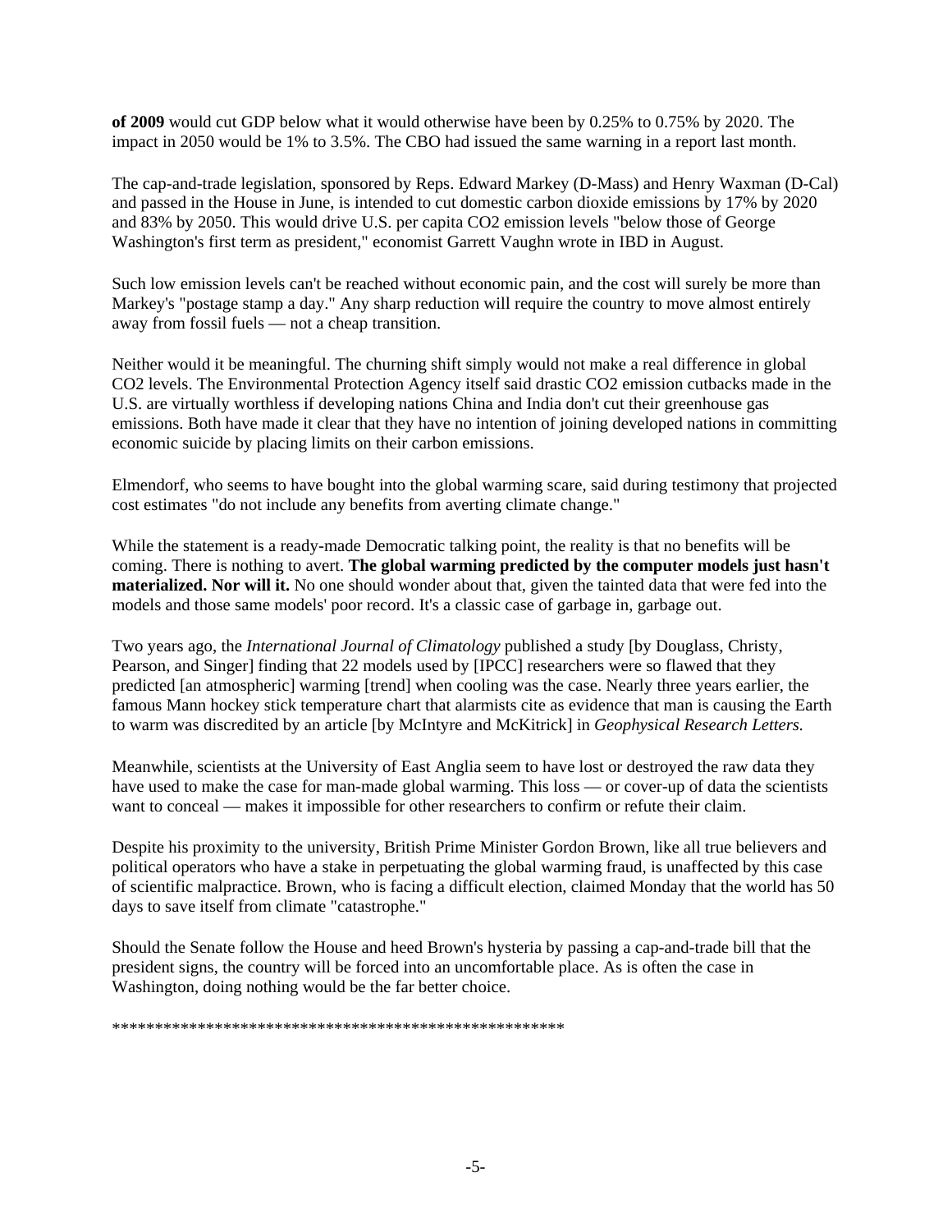**of 2009** would cut GDP below what it would otherwise have been by 0.25% to 0.75% by 2020. The impact in 2050 would be 1% to 3.5%. The CBO had issued the same warning in a report last month.

The cap-and-trade legislation, sponsored by Reps. Edward Markey (D-Mass) and Henry Waxman (D-Cal) and passed in the House in June, is intended to cut domestic carbon dioxide emissions by 17% by 2020 and 83% by 2050. This would drive U.S. per capita CO2 emission levels "below those of George Washington's first term as president," economist Garrett Vaughn wrote in IBD in August.

Such low emission levels can't be reached without economic pain, and the cost will surely be more than Markey's "postage stamp a day." Any sharp reduction will require the country to move almost entirely away from fossil fuels — not a cheap transition.

Neither would it be meaningful. The churning shift simply would not make a real difference in global CO2 levels. The Environmental Protection Agency itself said drastic CO2 emission cutbacks made in the U.S. are virtually worthless if developing nations China and India don't cut their greenhouse gas emissions. Both have made it clear that they have no intention of joining developed nations in committing economic suicide by placing limits on their carbon emissions.

Elmendorf, who seems to have bought into the global warming scare, said during testimony that projected cost estimates "do not include any benefits from averting climate change."

While the statement is a ready-made Democratic talking point, the reality is that no benefits will be coming. There is nothing to avert. **The global warming predicted by the computer models just hasn't materialized. Nor will it.** No one should wonder about that, given the tainted data that were fed into the models and those same models' poor record. It's a classic case of garbage in, garbage out.

Two years ago, the *International Journal of Climatology* published a study [by Douglass, Christy, Pearson, and Singer] finding that 22 models used by [IPCC] researchers were so flawed that they predicted [an atmospheric] warming [trend] when cooling was the case. Nearly three years earlier, the famous Mann hockey stick temperature chart that alarmists cite as evidence that man is causing the Earth to warm was discredited by an article [by McIntyre and McKitrick] in *Geophysical Research Letters.*

Meanwhile, scientists at the University of East Anglia seem to have lost or destroyed the raw data they have used to make the case for man-made global warming. This loss — or cover-up of data the scientists want to conceal — makes it impossible for other researchers to confirm or refute their claim.

Despite his proximity to the university, British Prime Minister Gordon Brown, like all true believers and political operators who have a stake in perpetuating the global warming fraud, is unaffected by this case of scientific malpractice. Brown, who is facing a difficult election, claimed Monday that the world has 50 days to save itself from climate "catastrophe."

Should the Senate follow the House and heed Brown's hysteria by passing a cap-and-trade bill that the president signs, the country will be forced into an uncomfortable place. As is often the case in Washington, doing nothing would be the far better choice.

\*\*\*\*\*\*\*\*\*\*\*\*\*\*\*\*\*\*\*\*\*\*\*\*\*\*\*\*\*\*\*\*\*\*\*\*\*\*\*\*\*\*\*\*\*\*\*\*\*\*\*\*\*\*\*\*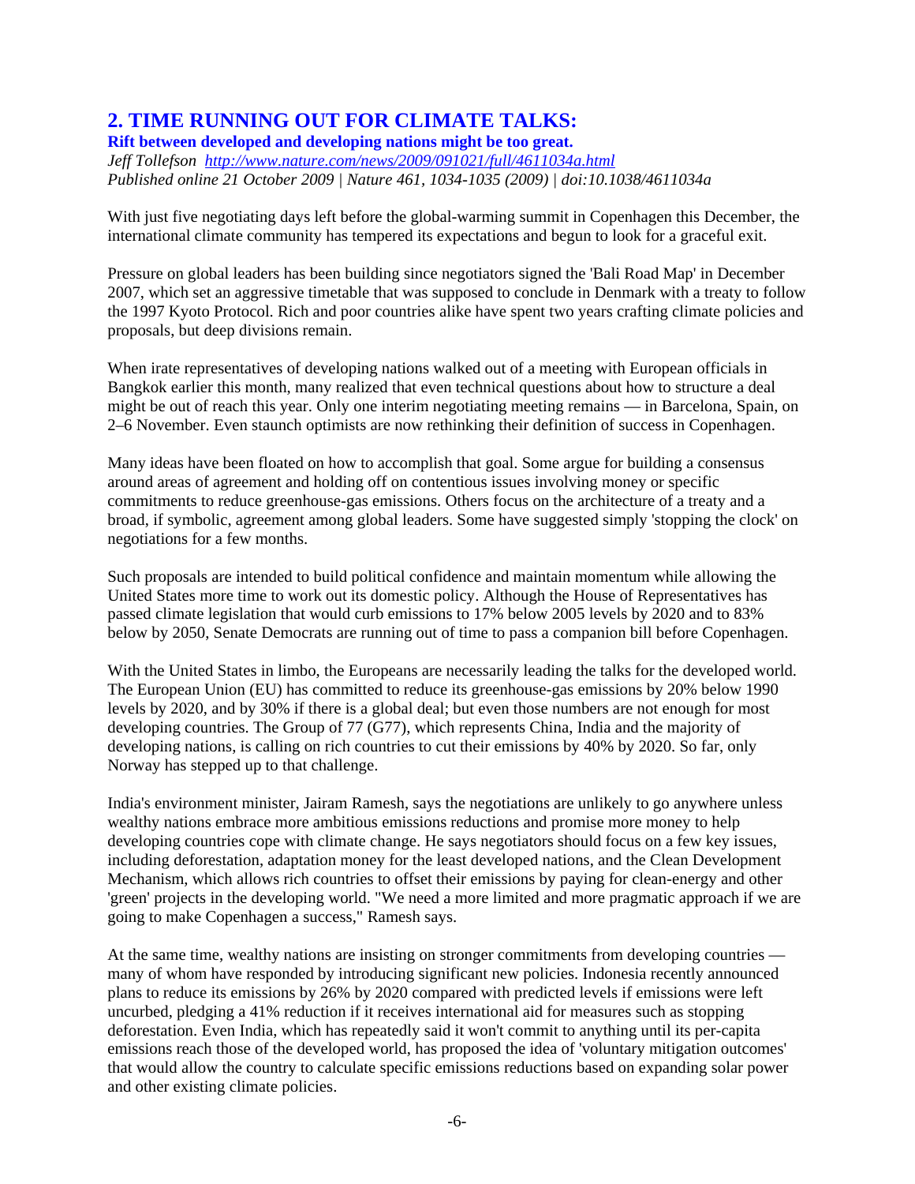## 2. TIME RUNNING OUT FOR CLIMATE TALKS:

**Rift between developed and developing nations might be too great.**

*Jeff Tollefson* *http://www.nature.com/news/2009/091021/full/4611034a.html*
*Published online 21 October 2009 | Nature 461, 1034-1035 (2009) | doi:10.1038/4611034a*

With just five negotiating days left before the global-warming summit in Copenhagen this December, the international climate community has tempered its expectations and begun to look for a graceful exit.

Pressure on global leaders has been building since negotiators signed the 'Bali Road Map' in December 2007, which set an aggressive timetable that was supposed to conclude in Denmark with a treaty to follow the 1997 Kyoto Protocol. Rich and poor countries alike have spent two years crafting climate policies and proposals, but deep divisions remain.

When irate representatives of developing nations walked out of a meeting with European officials in Bangkok earlier this month, many realized that even technical questions about how to structure a deal might be out of reach this year. Only one interim negotiating meeting remains — in Barcelona, Spain, on 2–6 November. Even staunch optimists are now rethinking their definition of success in Copenhagen.

Many ideas have been floated on how to accomplish that goal. Some argue for building a consensus around areas of agreement and holding off on contentious issues involving money or specific commitments to reduce greenhouse-gas emissions. Others focus on the architecture of a treaty and a broad, if symbolic, agreement among global leaders. Some have suggested simply 'stopping the clock' on negotiations for a few months.

Such proposals are intended to build political confidence and maintain momentum while allowing the United States more time to work out its domestic policy. Although the House of Representatives has passed climate legislation that would curb emissions to 17% below 2005 levels by 2020 and to 83% below by 2050, Senate Democrats are running out of time to pass a companion bill before Copenhagen.

With the United States in limbo, the Europeans are necessarily leading the talks for the developed world. The European Union (EU) has committed to reduce its greenhouse-gas emissions by 20% below 1990 levels by 2020, and by 30% if there is a global deal; but even those numbers are not enough for most developing countries. The Group of 77 (G77), which represents China, India and the majority of developing nations, is calling on rich countries to cut their emissions by 40% by 2020. So far, only Norway has stepped up to that challenge.

India's environment minister, Jairam Ramesh, says the negotiations are unlikely to go anywhere unless wealthy nations embrace more ambitious emissions reductions and promise more money to help developing countries cope with climate change. He says negotiators should focus on a few key issues, including deforestation, adaptation money for the least developed nations, and the Clean Development Mechanism, which allows rich countries to offset their emissions by paying for clean-energy and other 'green' projects in the developing world. "We need a more limited and more pragmatic approach if we are going to make Copenhagen a success," Ramesh says.

At the same time, wealthy nations are insisting on stronger commitments from developing countries — many of whom have responded by introducing significant new policies. Indonesia recently announced plans to reduce its emissions by 26% by 2020 compared with predicted levels if emissions were left uncurbed, pledging a 41% reduction if it receives international aid for measures such as stopping deforestation. Even India, which has repeatedly said it won't commit to anything until its per-capita emissions reach those of the developed world, has proposed the idea of 'voluntary mitigation outcomes' that would allow the country to calculate specific emissions reductions based on expanding solar power and other existing climate policies.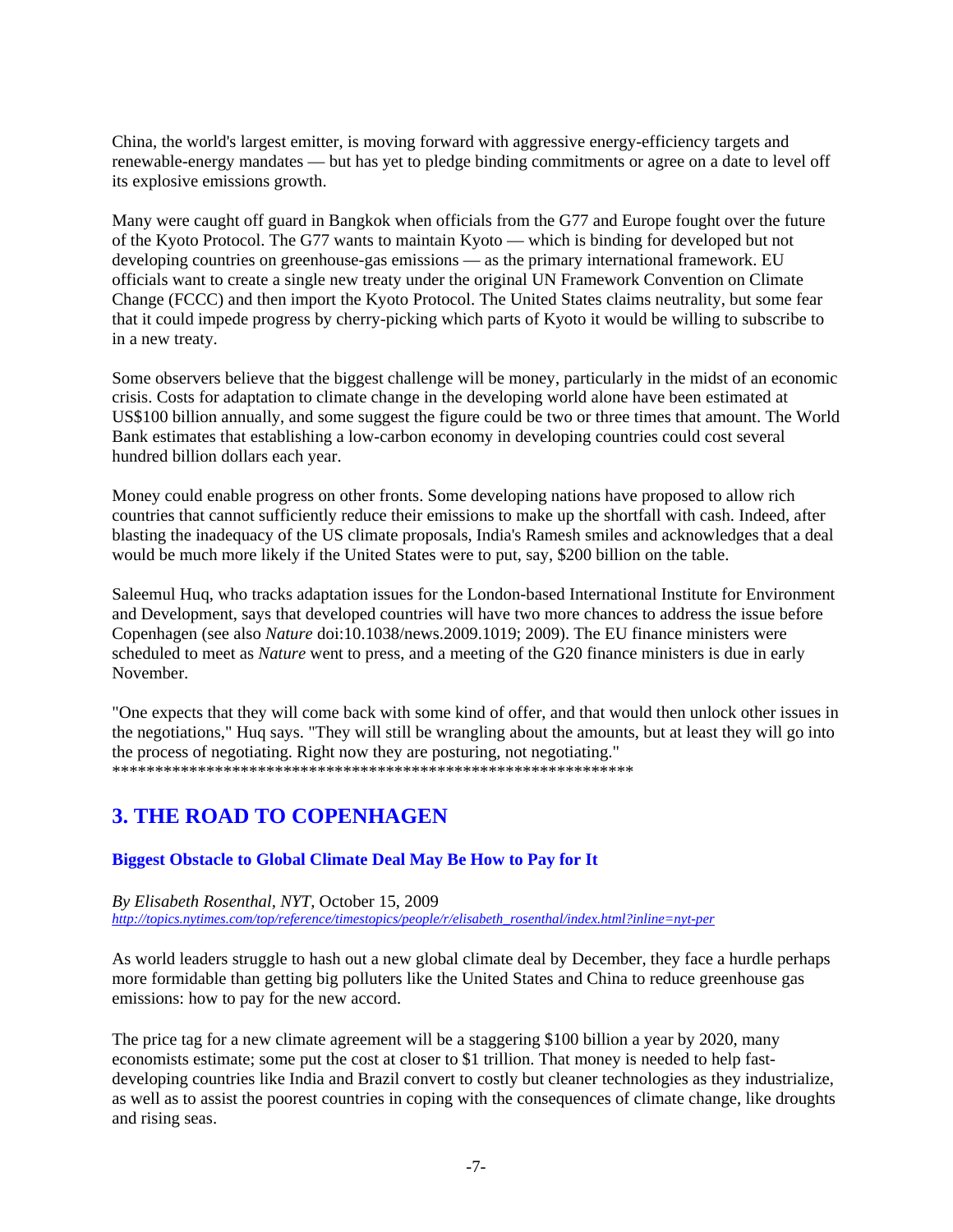China, the world's largest emitter, is moving forward with aggressive energy-efficiency targets and renewable-energy mandates — but has yet to pledge binding commitments or agree on a date to level off its explosive emissions growth.

Many were caught off guard in Bangkok when officials from the G77 and Europe fought over the future of the Kyoto Protocol. The G77 wants to maintain Kyoto — which is binding for developed but not developing countries on greenhouse-gas emissions — as the primary international framework. EU officials want to create a single new treaty under the original UN Framework Convention on Climate Change (FCCC) and then import the Kyoto Protocol. The United States claims neutrality, but some fear that it could impede progress by cherry-picking which parts of Kyoto it would be willing to subscribe to in a new treaty.

Some observers believe that the biggest challenge will be money, particularly in the midst of an economic crisis. Costs for adaptation to climate change in the developing world alone have been estimated at US$100 billion annually, and some suggest the figure could be two or three times that amount. The World Bank estimates that establishing a low-carbon economy in developing countries could cost several hundred billion dollars each year.

Money could enable progress on other fronts. Some developing nations have proposed to allow rich countries that cannot sufficiently reduce their emissions to make up the shortfall with cash. Indeed, after blasting the inadequacy of the US climate proposals, India's Ramesh smiles and acknowledges that a deal would be much more likely if the United States were to put, say, $200 billion on the table.

Saleemul Huq, who tracks adaptation issues for the London-based International Institute for Environment and Development, says that developed countries will have two more chances to address the issue before Copenhagen (see also *Nature* doi:10.1038/news.2009.1019; 2009). The EU finance ministers were scheduled to meet as *Nature* went to press, and a meeting of the G20 finance ministers is due in early November.

"One expects that they will come back with some kind of offer, and that would then unlock other issues in the negotiations," Huq says. "They will still be wrangling about the amounts, but at least they will go into the process of negotiating. Right now they are posturing, not negotiating."
\*\*\*\*\*\*\*\*\*\*\*\*\*\*\*\*\*\*\*\*\*\*\*\*\*\*\*\*\*\*\*\*\*\*\*\*\*\*\*\*\*\*\*\*\*\*\*\*\*\*\*\*\*\*\*\*\*\*\*\*\*\*\*\*

## 3. THE ROAD TO COPENHAGEN

### Biggest Obstacle to Global Climate Deal May Be How to Pay for It

*By Elisabeth Rosenthal, NYT,* October 15, 2009
*http://topics.nytimes.com/top/reference/timestopics/people/r/elisabeth_rosenthal/index.html?inline=nyt-per*

As world leaders struggle to hash out a new global climate deal by December, they face a hurdle perhaps more formidable than getting big polluters like the United States and China to reduce greenhouse gas emissions: how to pay for the new accord.

The price tag for a new climate agreement will be a staggering $100 billion a year by 2020, many economists estimate; some put the cost at closer to $1 trillion. That money is needed to help fast-developing countries like India and Brazil convert to costly but cleaner technologies as they industrialize, as well as to assist the poorest countries in coping with the consequences of climate change, like droughts and rising seas.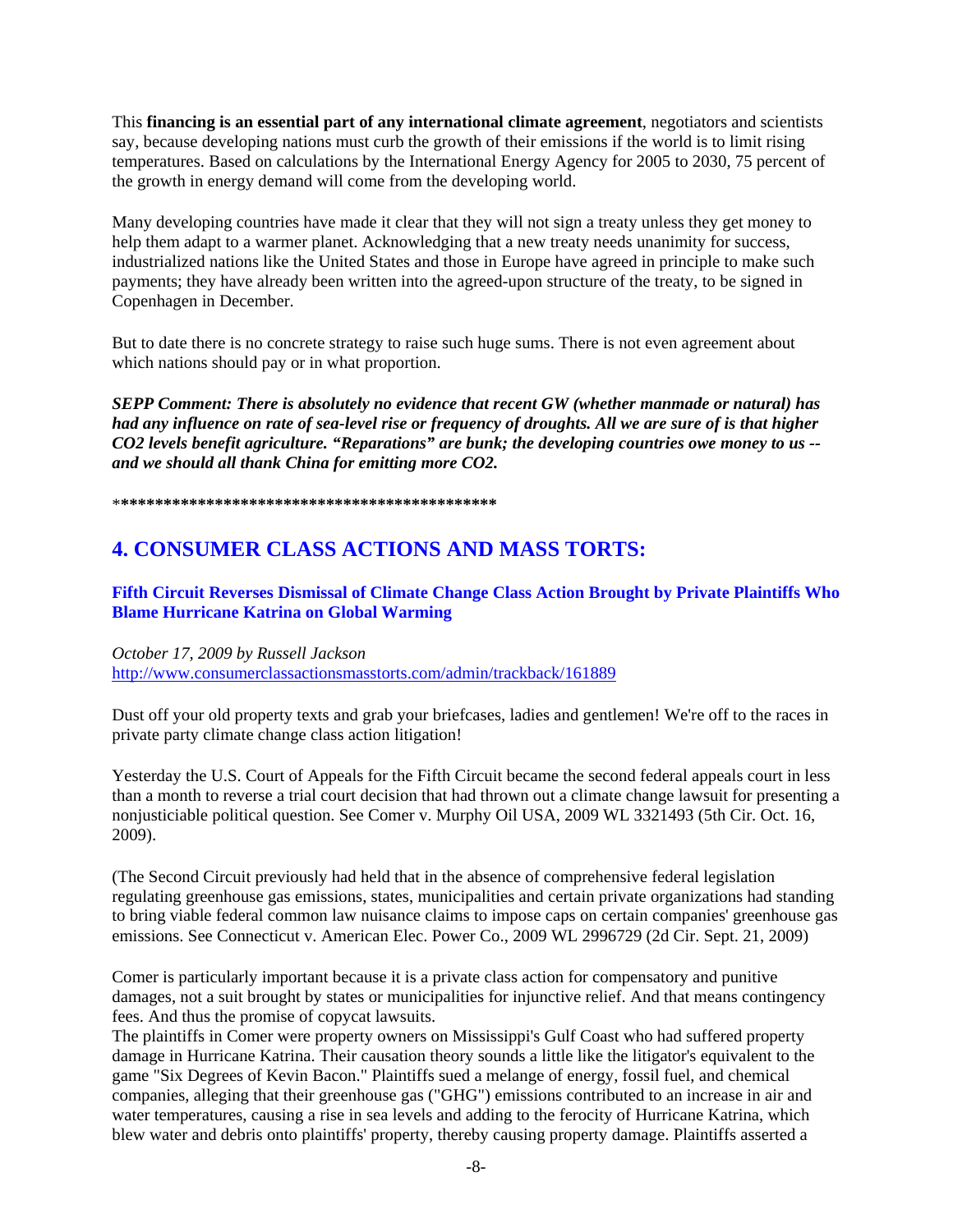This **financing is an essential part of any international climate agreement**, negotiators and scientists say, because developing nations must curb the growth of their emissions if the world is to limit rising temperatures. Based on calculations by the International Energy Agency for 2005 to 2030, 75 percent of the growth in energy demand will come from the developing world.

Many developing countries have made it clear that they will not sign a treaty unless they get money to help them adapt to a warmer planet. Acknowledging that a new treaty needs unanimity for success, industrialized nations like the United States and those in Europe have agreed in principle to make such payments; they have already been written into the agreed-upon structure of the treaty, to be signed in Copenhagen in December.

But to date there is no concrete strategy to raise such huge sums. There is not even agreement about which nations should pay or in what proportion.

***SEPP Comment: There is absolutely no evidence that recent GW (whether manmade or natural) has had any influence on rate of sea-level rise or frequency of droughts. All we are sure of is that higher CO2 levels benefit agriculture. "Reparations" are bunk; the developing countries owe money to us -- and we should all thank China for emitting more CO2.***

*********************************************

## 4. CONSUMER CLASS ACTIONS AND MASS TORTS:

### Fifth Circuit Reverses Dismissal of Climate Change Class Action Brought by Private Plaintiffs Who Blame Hurricane Katrina on Global Warming

*October 17, 2009 by Russell Jackson*
http://www.consumerclassactionsmasstorts.com/admin/trackback/161889

Dust off your old property texts and grab your briefcases, ladies and gentlemen! We're off to the races in private party climate change class action litigation!

Yesterday the U.S. Court of Appeals for the Fifth Circuit became the second federal appeals court in less than a month to reverse a trial court decision that had thrown out a climate change lawsuit for presenting a nonjusticiable political question. See Comer v. Murphy Oil USA, 2009 WL 3321493 (5th Cir. Oct. 16, 2009).

(The Second Circuit previously had held that in the absence of comprehensive federal legislation regulating greenhouse gas emissions, states, municipalities and certain private organizations had standing to bring viable federal common law nuisance claims to impose caps on certain companies' greenhouse gas emissions. See Connecticut v. American Elec. Power Co., 2009 WL 2996729 (2d Cir. Sept. 21, 2009)

Comer is particularly important because it is a private class action for compensatory and punitive damages, not a suit brought by states or municipalities for injunctive relief. And that means contingency fees. And thus the promise of copycat lawsuits.

The plaintiffs in Comer were property owners on Mississippi's Gulf Coast who had suffered property damage in Hurricane Katrina. Their causation theory sounds a little like the litigator's equivalent to the game "Six Degrees of Kevin Bacon." Plaintiffs sued a melange of energy, fossil fuel, and chemical companies, alleging that their greenhouse gas ("GHG") emissions contributed to an increase in air and water temperatures, causing a rise in sea levels and adding to the ferocity of Hurricane Katrina, which blew water and debris onto plaintiffs' property, thereby causing property damage. Plaintiffs asserted a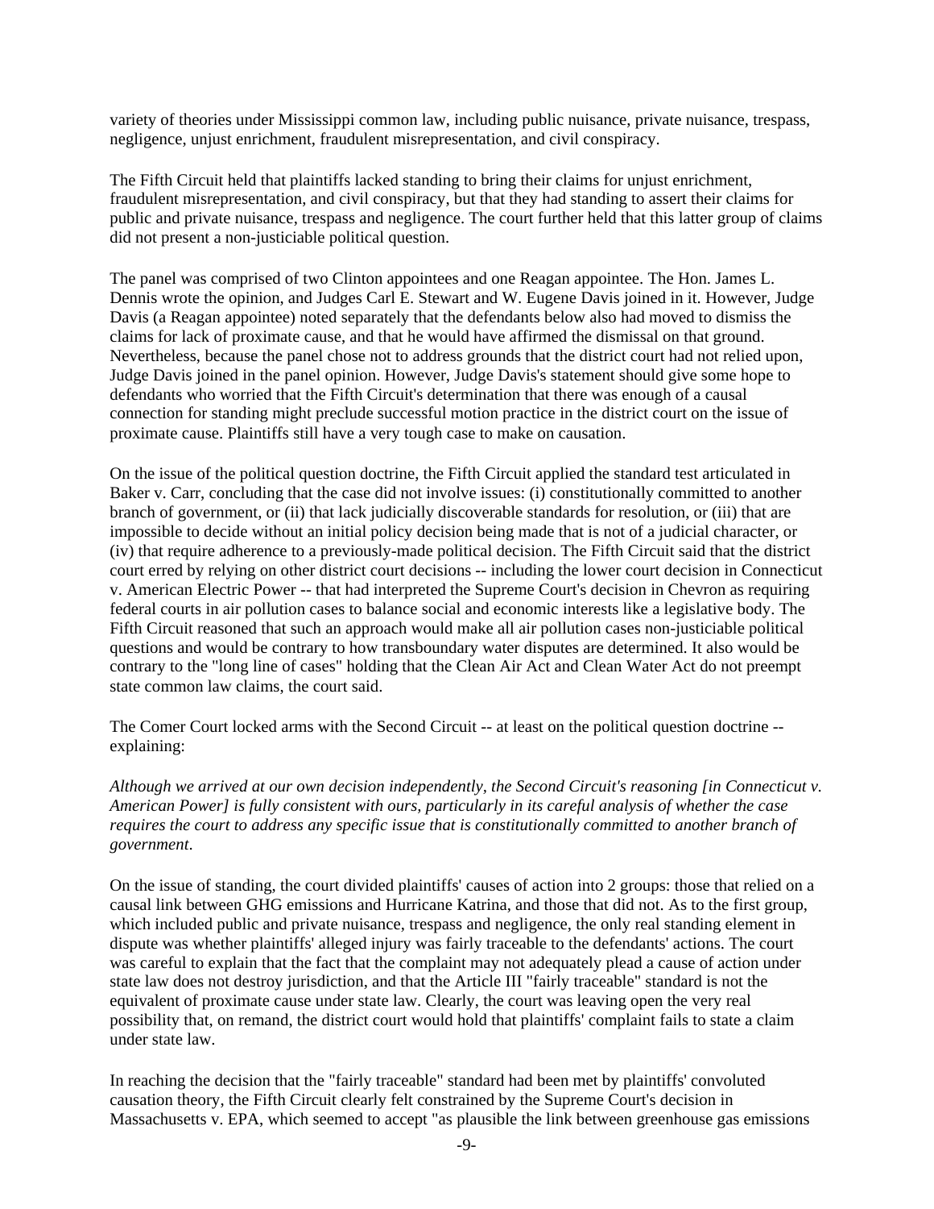variety of theories under Mississippi common law, including public nuisance, private nuisance, trespass, negligence, unjust enrichment, fraudulent misrepresentation, and civil conspiracy.

The Fifth Circuit held that plaintiffs lacked standing to bring their claims for unjust enrichment, fraudulent misrepresentation, and civil conspiracy, but that they had standing to assert their claims for public and private nuisance, trespass and negligence. The court further held that this latter group of claims did not present a non-justiciable political question.

The panel was comprised of two Clinton appointees and one Reagan appointee. The Hon. James L. Dennis wrote the opinion, and Judges Carl E. Stewart and W. Eugene Davis joined in it. However, Judge Davis (a Reagan appointee) noted separately that the defendants below also had moved to dismiss the claims for lack of proximate cause, and that he would have affirmed the dismissal on that ground. Nevertheless, because the panel chose not to address grounds that the district court had not relied upon, Judge Davis joined in the panel opinion. However, Judge Davis's statement should give some hope to defendants who worried that the Fifth Circuit's determination that there was enough of a causal connection for standing might preclude successful motion practice in the district court on the issue of proximate cause. Plaintiffs still have a very tough case to make on causation.

On the issue of the political question doctrine, the Fifth Circuit applied the standard test articulated in Baker v. Carr, concluding that the case did not involve issues: (i) constitutionally committed to another branch of government, or (ii) that lack judicially discoverable standards for resolution, or (iii) that are impossible to decide without an initial policy decision being made that is not of a judicial character, or (iv) that require adherence to a previously-made political decision. The Fifth Circuit said that the district court erred by relying on other district court decisions -- including the lower court decision in Connecticut v. American Electric Power -- that had interpreted the Supreme Court's decision in Chevron as requiring federal courts in air pollution cases to balance social and economic interests like a legislative body. The Fifth Circuit reasoned that such an approach would make all air pollution cases non-justiciable political questions and would be contrary to how transboundary water disputes are determined. It also would be contrary to the "long line of cases" holding that the Clean Air Act and Clean Water Act do not preempt state common law claims, the court said.

The Comer Court locked arms with the Second Circuit -- at least on the political question doctrine -- explaining:

*Although we arrived at our own decision independently, the Second Circuit's reasoning [in Connecticut v. American Power] is fully consistent with ours, particularly in its careful analysis of whether the case requires the court to address any specific issue that is constitutionally committed to another branch of government*.

On the issue of standing, the court divided plaintiffs' causes of action into 2 groups: those that relied on a causal link between GHG emissions and Hurricane Katrina, and those that did not. As to the first group, which included public and private nuisance, trespass and negligence, the only real standing element in dispute was whether plaintiffs' alleged injury was fairly traceable to the defendants' actions. The court was careful to explain that the fact that the complaint may not adequately plead a cause of action under state law does not destroy jurisdiction, and that the Article III "fairly traceable" standard is not the equivalent of proximate cause under state law. Clearly, the court was leaving open the very real possibility that, on remand, the district court would hold that plaintiffs' complaint fails to state a claim under state law.

In reaching the decision that the "fairly traceable" standard had been met by plaintiffs' convoluted causation theory, the Fifth Circuit clearly felt constrained by the Supreme Court's decision in Massachusetts v. EPA, which seemed to accept "as plausible the link between greenhouse gas emissions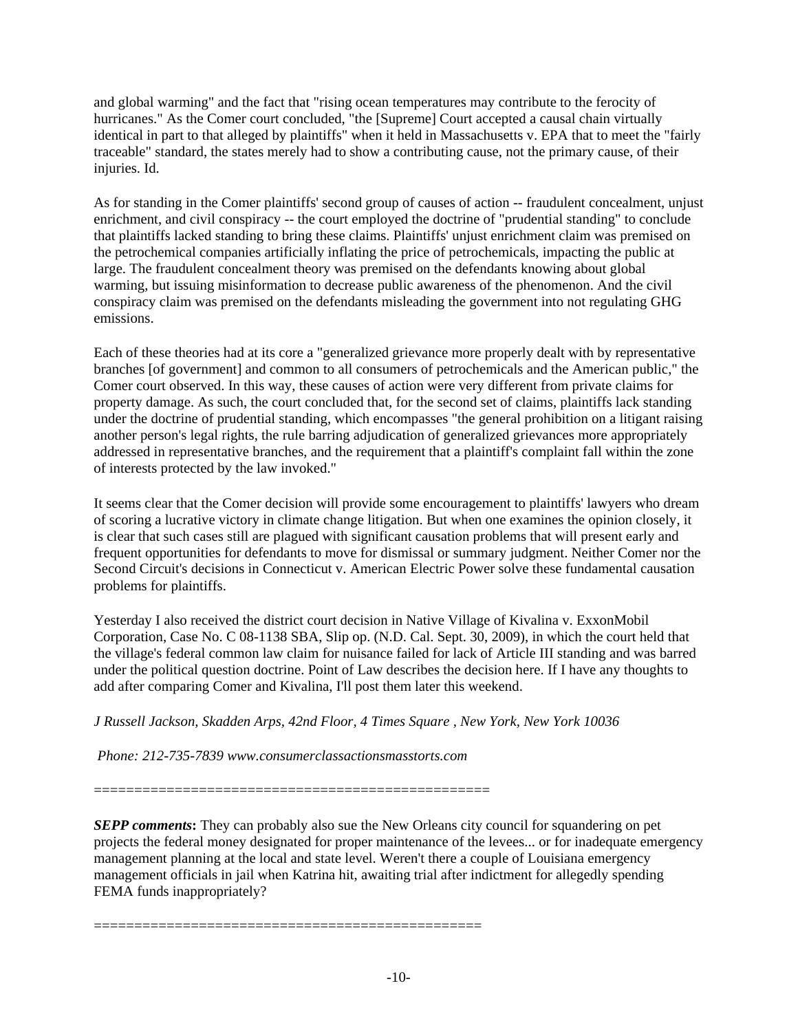and global warming" and the fact that "rising ocean temperatures may contribute to the ferocity of hurricanes." As the Comer court concluded, "the [Supreme] Court accepted a causal chain virtually identical in part to that alleged by plaintiffs" when it held in Massachusetts v. EPA that to meet the "fairly traceable" standard, the states merely had to show a contributing cause, not the primary cause, of their injuries. Id.

As for standing in the Comer plaintiffs' second group of causes of action -- fraudulent concealment, unjust enrichment, and civil conspiracy -- the court employed the doctrine of "prudential standing" to conclude that plaintiffs lacked standing to bring these claims. Plaintiffs' unjust enrichment claim was premised on the petrochemical companies artificially inflating the price of petrochemicals, impacting the public at large. The fraudulent concealment theory was premised on the defendants knowing about global warming, but issuing misinformation to decrease public awareness of the phenomenon. And the civil conspiracy claim was premised on the defendants misleading the government into not regulating GHG emissions.

Each of these theories had at its core a "generalized grievance more properly dealt with by representative branches [of government] and common to all consumers of petrochemicals and the American public," the Comer court observed. In this way, these causes of action were very different from private claims for property damage. As such, the court concluded that, for the second set of claims, plaintiffs lack standing under the doctrine of prudential standing, which encompasses "the general prohibition on a litigant raising another person's legal rights, the rule barring adjudication of generalized grievances more appropriately addressed in representative branches, and the requirement that a plaintiff's complaint fall within the zone of interests protected by the law invoked."

It seems clear that the Comer decision will provide some encouragement to plaintiffs' lawyers who dream of scoring a lucrative victory in climate change litigation. But when one examines the opinion closely, it is clear that such cases still are plagued with significant causation problems that will present early and frequent opportunities for defendants to move for dismissal or summary judgment. Neither Comer nor the Second Circuit's decisions in Connecticut v. American Electric Power solve these fundamental causation problems for plaintiffs.

Yesterday I also received the district court decision in Native Village of Kivalina v. ExxonMobil Corporation, Case No. C 08-1138 SBA, Slip op. (N.D. Cal. Sept. 30, 2009), in which the court held that the village's federal common law claim for nuisance failed for lack of Article III standing and was barred under the political question doctrine. Point of Law describes the decision here. If I have any thoughts to add after comparing Comer and Kivalina, I'll post them later this weekend.

*J Russell Jackson, Skadden Arps, 42nd Floor, 4 Times Square , New York, New York 10036*

*Phone: 212-735-7839 www.consumerclassactionsmasstorts.com*

=================================================

***SEPP comments*****:** They can probably also sue the New Orleans city council for squandering on pet projects the federal money designated for proper maintenance of the levees... or for inadequate emergency management planning at the local and state level. Weren't there a couple of Louisiana emergency management officials in jail when Katrina hit, awaiting trial after indictment for allegedly spending FEMA funds inappropriately?

================================================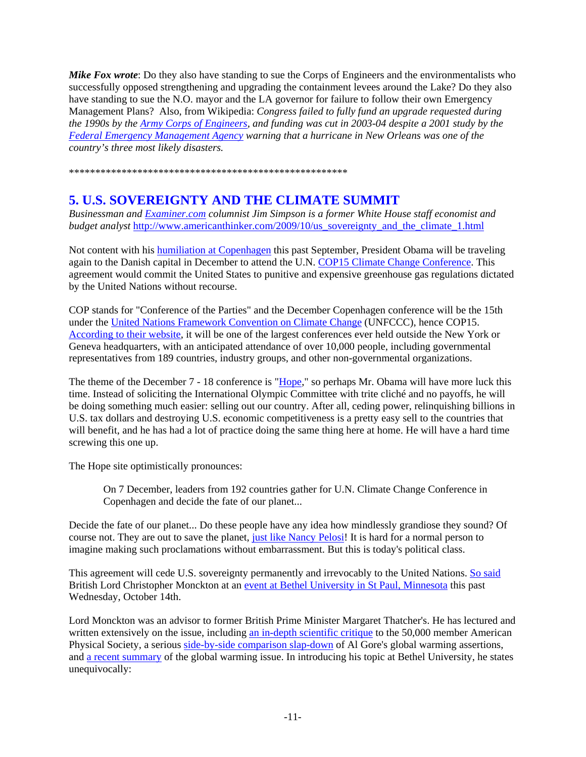***Mike Fox wrote***: Do they also have standing to sue the Corps of Engineers and the environmentalists who successfully opposed strengthening and upgrading the containment levees around the Lake? Do they also have standing to sue the N.O. mayor and the LA governor for failure to follow their own Emergency Management Plans? Also, from Wikipedia: *Congress failed to fully fund an upgrade requested during the 1990s by the Army Corps of Engineers, and funding was cut in 2003-04 despite a 2001 study by the Federal Emergency Management Agency warning that a hurricane in New Orleans was one of the country's three most likely disasters.*

*****************************************************

## 5. U.S. SOVEREIGNTY AND THE CLIMATE SUMMIT

*Businessman and Examiner.com columnist Jim Simpson is a former White House staff economist and budget analyst* http://www.americanthinker.com/2009/10/us_sovereignty_and_the_climate_1.html

Not content with his humiliation at Copenhagen this past September, President Obama will be traveling again to the Danish capital in December to attend the U.N. COP15 Climate Change Conference. This agreement would commit the United States to punitive and expensive greenhouse gas regulations dictated by the United Nations without recourse.

COP stands for "Conference of the Parties" and the December Copenhagen conference will be the 15th under the United Nations Framework Convention on Climate Change (UNFCCC), hence COP15. According to their website, it will be one of the largest conferences ever held outside the New York or Geneva headquarters, with an anticipated attendance of over 10,000 people, including governmental representatives from 189 countries, industry groups, and other non-governmental organizations.

The theme of the December 7 - 18 conference is "Hope," so perhaps Mr. Obama will have more luck this time. Instead of soliciting the International Olympic Committee with trite cliché and no payoffs, he will be doing something much easier: selling out our country. After all, ceding power, relinquishing billions in U.S. tax dollars and destroying U.S. economic competitiveness is a pretty easy sell to the countries that will benefit, and he has had a lot of practice doing the same thing here at home. He will have a hard time screwing this one up.

The Hope site optimistically pronounces:

> On 7 December, leaders from 192 countries gather for U.N. Climate Change Conference in Copenhagen and decide the fate of our planet...

Decide the fate of our planet... Do these people have any idea how mindlessly grandiose they sound? Of course not. They are out to save the planet, just like Nancy Pelosi! It is hard for a normal person to imagine making such proclamations without embarrassment. But this is today's political class.

This agreement will cede U.S. sovereignty permanently and irrevocably to the United Nations. So said British Lord Christopher Monckton at an event at Bethel University in St Paul, Minnesota this past Wednesday, October 14th.

Lord Monckton was an advisor to former British Prime Minister Margaret Thatcher's. He has lectured and written extensively on the issue, including an in-depth scientific critique to the 50,000 member American Physical Society, a serious side-by-side comparison slap-down of Al Gore's global warming assertions, and a recent summary of the global warming issue. In introducing his topic at Bethel University, he states unequivocally: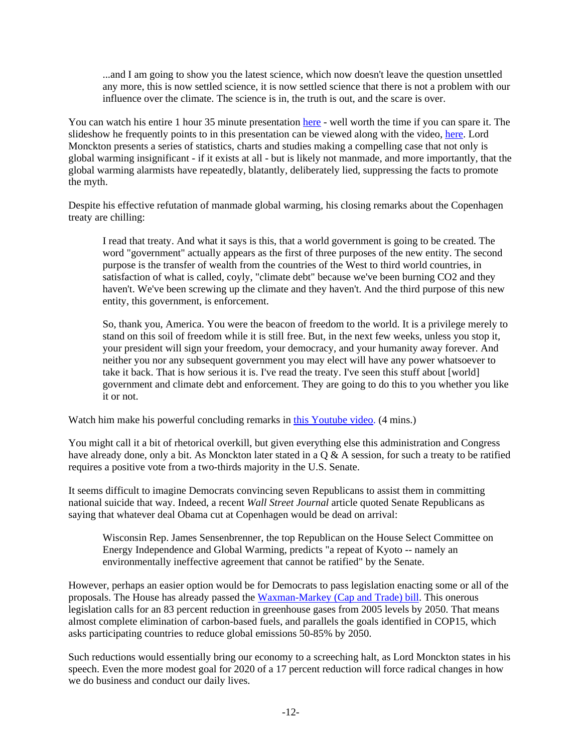> ...and I am going to show you the latest science, which now doesn't leave the question unsettled any more, this is now settled science, it is now settled science that there is not a problem with our influence over the climate. The science is in, the truth is out, and the scare is over.

You can watch his entire 1 hour 35 minute presentation [here](#) - well worth the time if you can spare it. The slideshow he frequently points to in this presentation can be viewed along with the video, [here](#). Lord Monckton presents a series of statistics, charts and studies making a compelling case that not only is global warming insignificant - if it exists at all - but is likely not manmade, and more importantly, that the global warming alarmists have repeatedly, blatantly, deliberately lied, suppressing the facts to promote the myth.

Despite his effective refutation of manmade global warming, his closing remarks about the Copenhagen treaty are chilling:

> I read that treaty. And what it says is this, that a world government is going to be created. The word "government" actually appears as the first of three purposes of the new entity. The second purpose is the transfer of wealth from the countries of the West to third world countries, in satisfaction of what is called, coyly, "climate debt" because we've been burning CO2 and they haven't. We've been screwing up the climate and they haven't. And the third purpose of this new entity, this government, is enforcement.
>
> So, thank you, America. You were the beacon of freedom to the world. It is a privilege merely to stand on this soil of freedom while it is still free. But, in the next few weeks, unless you stop it, your president will sign your freedom, your democracy, and your humanity away forever. And neither you nor any subsequent government you may elect will have any power whatsoever to take it back. That is how serious it is. I've read the treaty. I've seen this stuff about [world] government and climate debt and enforcement. They are going to do this to you whether you like it or not.

Watch him make his powerful concluding remarks in [this Youtube video](#). (4 mins.)

You might call it a bit of rhetorical overkill, but given everything else this administration and Congress have already done, only a bit. As Monckton later stated in a Q & A session, for such a treaty to be ratified requires a positive vote from a two-thirds majority in the U.S. Senate.

It seems difficult to imagine Democrats convincing seven Republicans to assist them in committing national suicide that way. Indeed, a recent *Wall Street Journal* article quoted Senate Republicans as saying that whatever deal Obama cut at Copenhagen would be dead on arrival:

> Wisconsin Rep. James Sensenbrenner, the top Republican on the House Select Committee on Energy Independence and Global Warming, predicts "a repeat of Kyoto -- namely an environmentally ineffective agreement that cannot be ratified" by the Senate.

However, perhaps an easier option would be for Democrats to pass legislation enacting some or all of the proposals. The House has already passed the [Waxman-Markey (Cap and Trade) bill](#). This onerous legislation calls for an 83 percent reduction in greenhouse gases from 2005 levels by 2050. That means almost complete elimination of carbon-based fuels, and parallels the goals identified in COP15, which asks participating countries to reduce global emissions 50-85% by 2050.

Such reductions would essentially bring our economy to a screeching halt, as Lord Monckton states in his speech. Even the more modest goal for 2020 of a 17 percent reduction will force radical changes in how we do business and conduct our daily lives.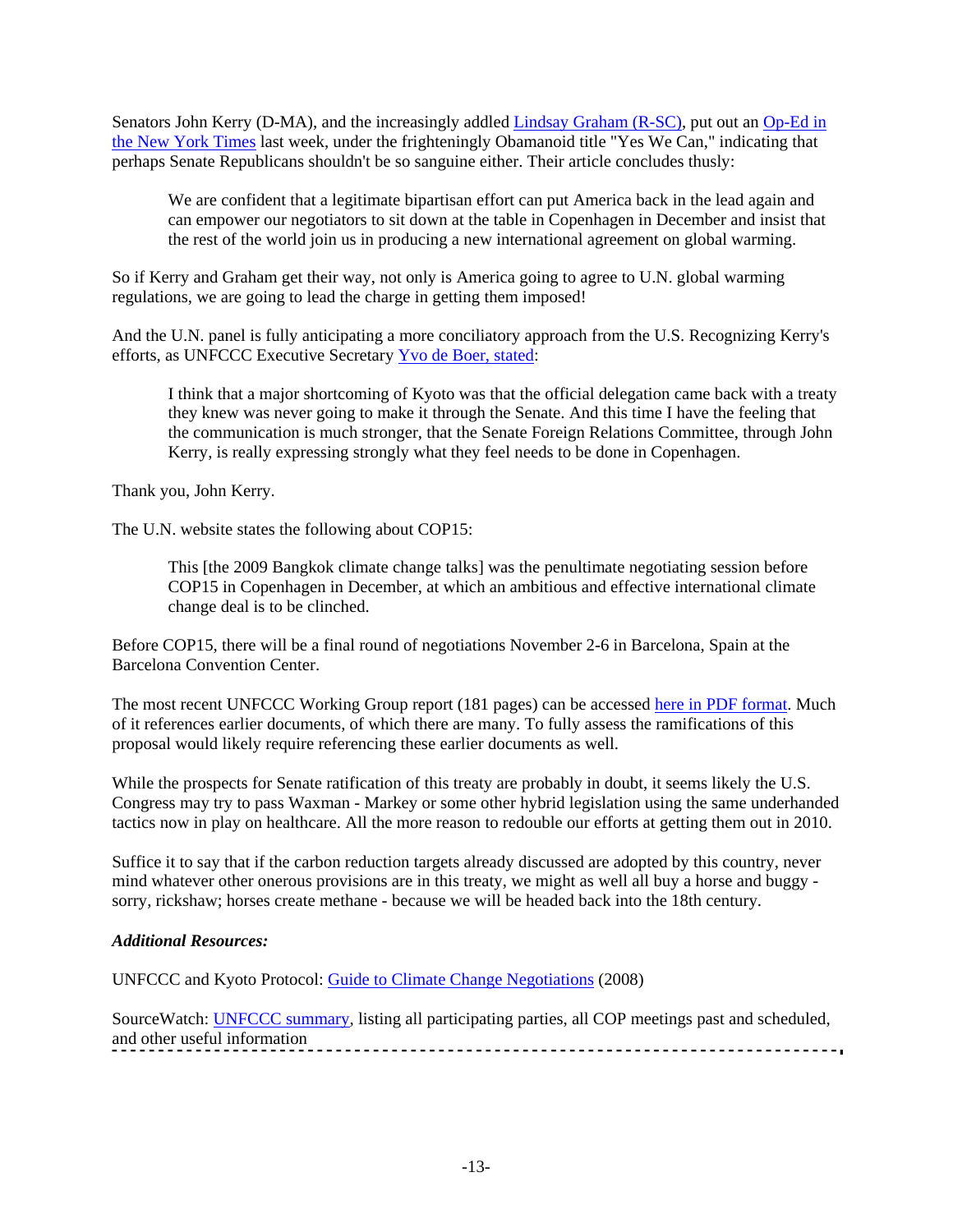Senators John Kerry (D-MA), and the increasingly addled [Lindsay Graham (R-SC)](), put out an [Op-Ed in the New York Times]() last week, under the frighteningly Obamanoid title "Yes We Can," indicating that perhaps Senate Republicans shouldn't be so sanguine either. Their article concludes thusly:

> We are confident that a legitimate bipartisan effort can put America back in the lead again and can empower our negotiators to sit down at the table in Copenhagen in December and insist that the rest of the world join us in producing a new international agreement on global warming.

So if Kerry and Graham get their way, not only is America going to agree to U.N. global warming regulations, we are going to lead the charge in getting them imposed!

And the U.N. panel is fully anticipating a more conciliatory approach from the U.S. Recognizing Kerry's efforts, as UNFCCC Executive Secretary [Yvo de Boer, stated]():

> I think that a major shortcoming of Kyoto was that the official delegation came back with a treaty they knew was never going to make it through the Senate. And this time I have the feeling that the communication is much stronger, that the Senate Foreign Relations Committee, through John Kerry, is really expressing strongly what they feel needs to be done in Copenhagen.

Thank you, John Kerry.

The U.N. website states the following about COP15:

> This [the 2009 Bangkok climate change talks] was the penultimate negotiating session before COP15 in Copenhagen in December, at which an ambitious and effective international climate change deal is to be clinched.

Before COP15, there will be a final round of negotiations November 2-6 in Barcelona, Spain at the Barcelona Convention Center.

The most recent UNFCCC Working Group report (181 pages) can be accessed [here in PDF format](). Much of it references earlier documents, of which there are many. To fully assess the ramifications of this proposal would likely require referencing these earlier documents as well.

While the prospects for Senate ratification of this treaty are probably in doubt, it seems likely the U.S. Congress may try to pass Waxman - Markey or some other hybrid legislation using the same underhanded tactics now in play on healthcare. All the more reason to redouble our efforts at getting them out in 2010.

Suffice it to say that if the carbon reduction targets already discussed are adopted by this country, never mind whatever other onerous provisions are in this treaty, we might as well all buy a horse and buggy - sorry, rickshaw; horses create methane - because we will be headed back into the 18th century.

***Additional Resources:***

UNFCCC and Kyoto Protocol: [Guide to Climate Change Negotiations]() (2008)

SourceWatch: [UNFCCC summary](), listing all participating parties, all COP meetings past and scheduled, and other useful information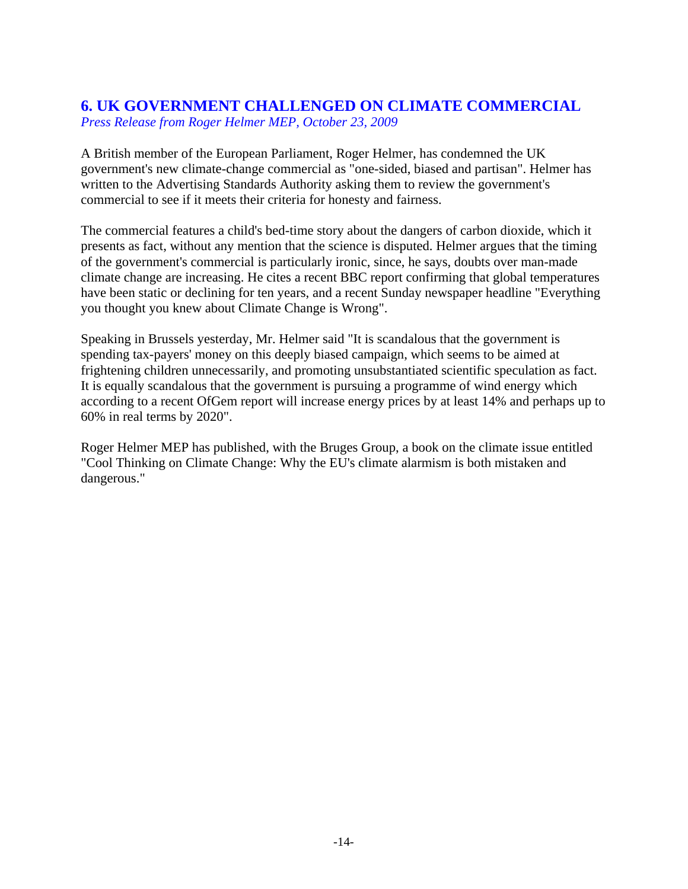## 6. UK GOVERNMENT CHALLENGED ON CLIMATE COMMERCIAL

*Press Release from Roger Helmer MEP, October 23, 2009*

A British member of the European Parliament, Roger Helmer, has condemned the UK government's new climate-change commercial as "one-sided, biased and partisan". Helmer has written to the Advertising Standards Authority asking them to review the government's commercial to see if it meets their criteria for honesty and fairness.

The commercial features a child's bed-time story about the dangers of carbon dioxide, which it presents as fact, without any mention that the science is disputed. Helmer argues that the timing of the government's commercial is particularly ironic, since, he says, doubts over man-made climate change are increasing. He cites a recent BBC report confirming that global temperatures have been static or declining for ten years, and a recent Sunday newspaper headline "Everything you thought you knew about Climate Change is Wrong".

Speaking in Brussels yesterday, Mr. Helmer said "It is scandalous that the government is spending tax-payers' money on this deeply biased campaign, which seems to be aimed at frightening children unnecessarily, and promoting unsubstantiated scientific speculation as fact. It is equally scandalous that the government is pursuing a programme of wind energy which according to a recent OfGem report will increase energy prices by at least 14% and perhaps up to 60% in real terms by 2020".

Roger Helmer MEP has published, with the Bruges Group, a book on the climate issue entitled "Cool Thinking on Climate Change: Why the EU's climate alarmism is both mistaken and dangerous."